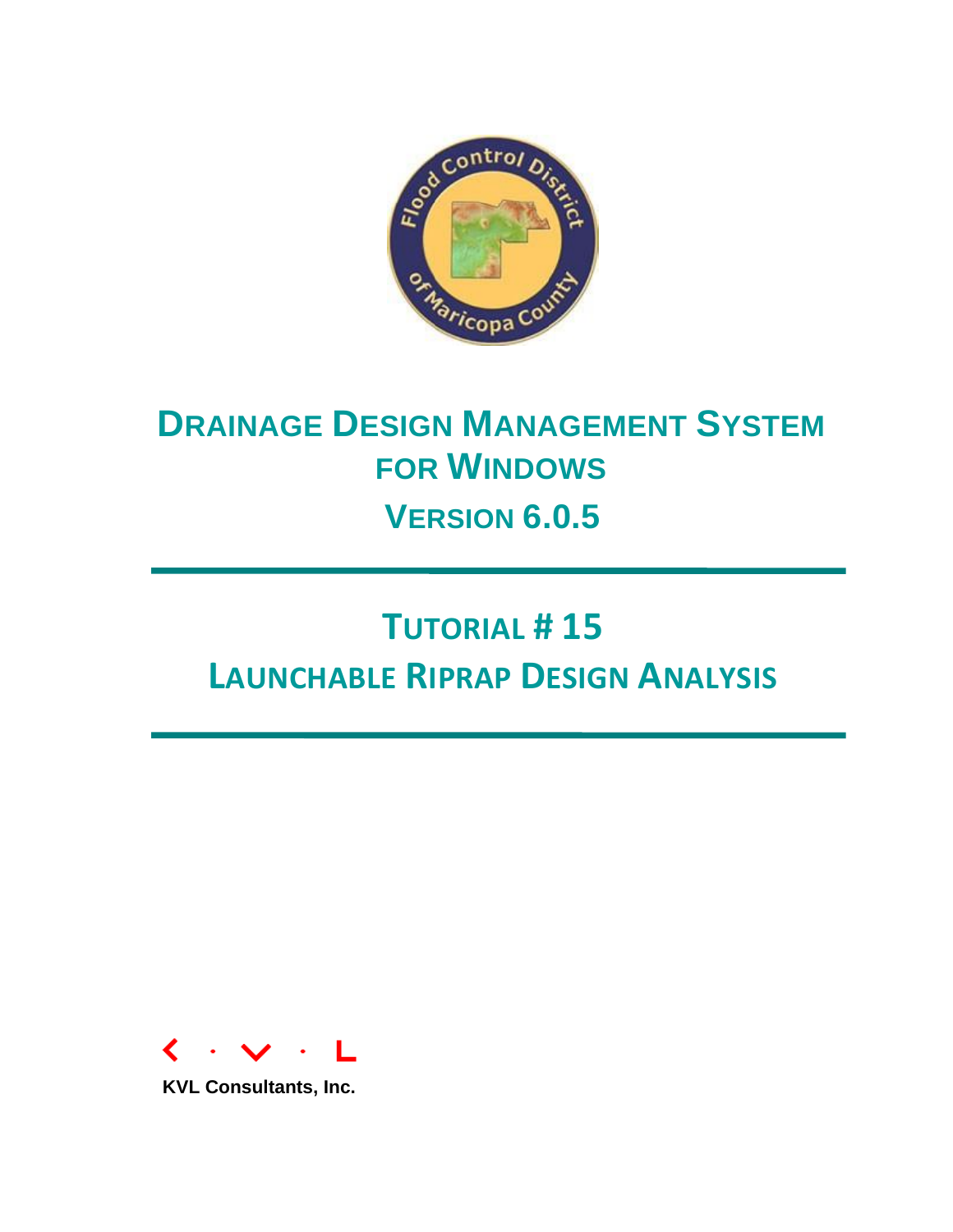# DRAINAGE DESIGN MANAGEMENT SYSTEM FOR WINDOWS

## VERSION 6.0.5

# TUTORIAL # 15

# LAUNCHABLE RIPRAP DESIGN ANALYSIS

KVL Consultants, Inc.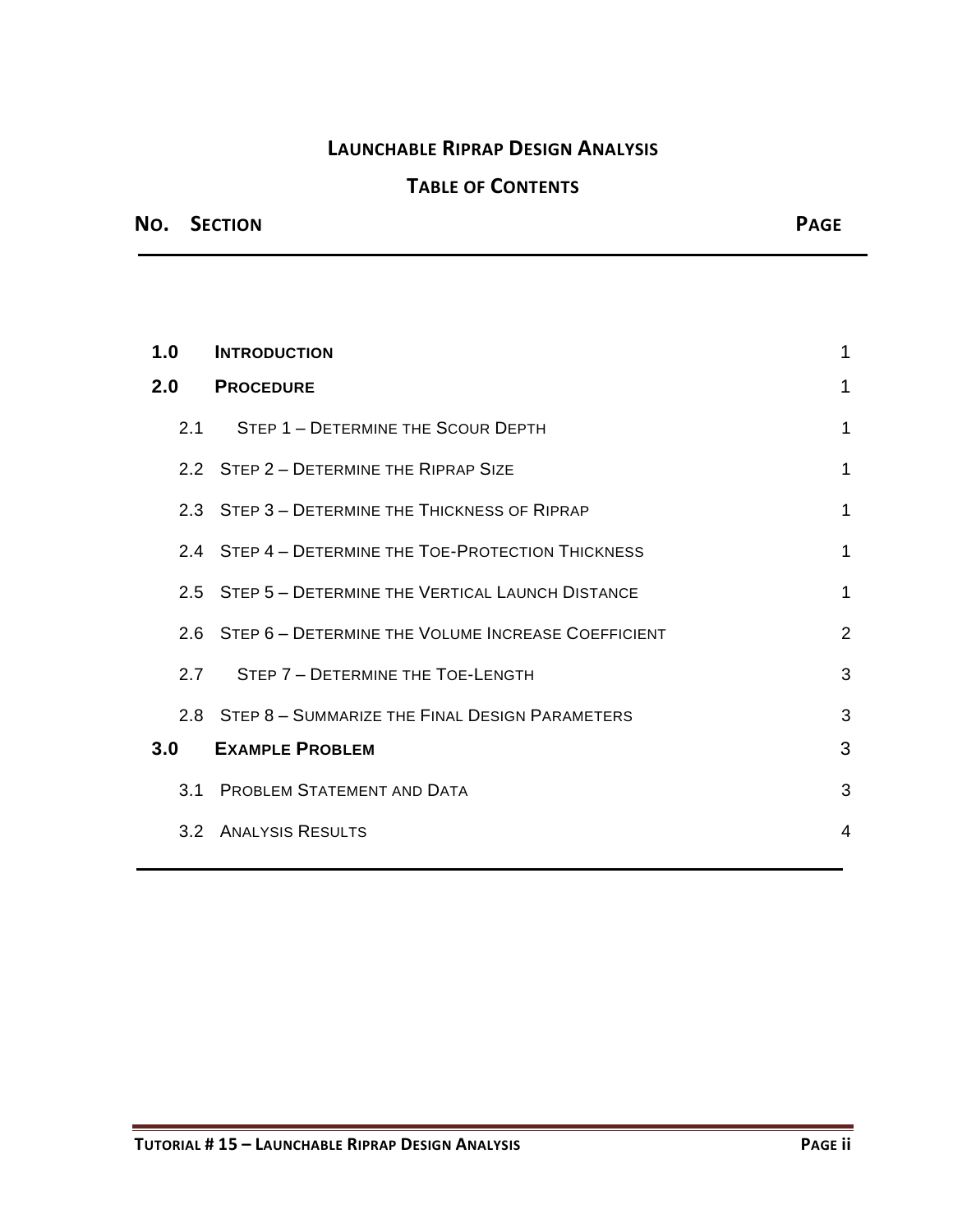# Launchable Riprap Design Analysis

## Table of Contents

| No. | Section | Page |
|---|---|---|
| **1.0** | **Introduction** | 1 |
| **2.0** | **Procedure** | 1 |
| 2.1 | Step 1 – Determine the Scour Depth | 1 |
| 2.2 | Step 2 – Determine the Riprap Size | 1 |
| 2.3 | Step 3 – Determine the Thickness of Riprap | 1 |
| 2.4 | Step 4 – Determine the Toe-Protection Thickness | 1 |
| 2.5 | Step 5 – Determine the Vertical Launch Distance | 1 |
| 2.6 | Step 6 – Determine the Volume Increase Coefficient | 2 |
| 2.7 | Step 7 – Determine the Toe-Length | 3 |
| 2.8 | Step 8 – Summarize the Final Design Parameters | 3 |
| **3.0** | **Example Problem** | 3 |
| 3.1 | Problem Statement and Data | 3 |
| 3.2 | Analysis Results | 4 |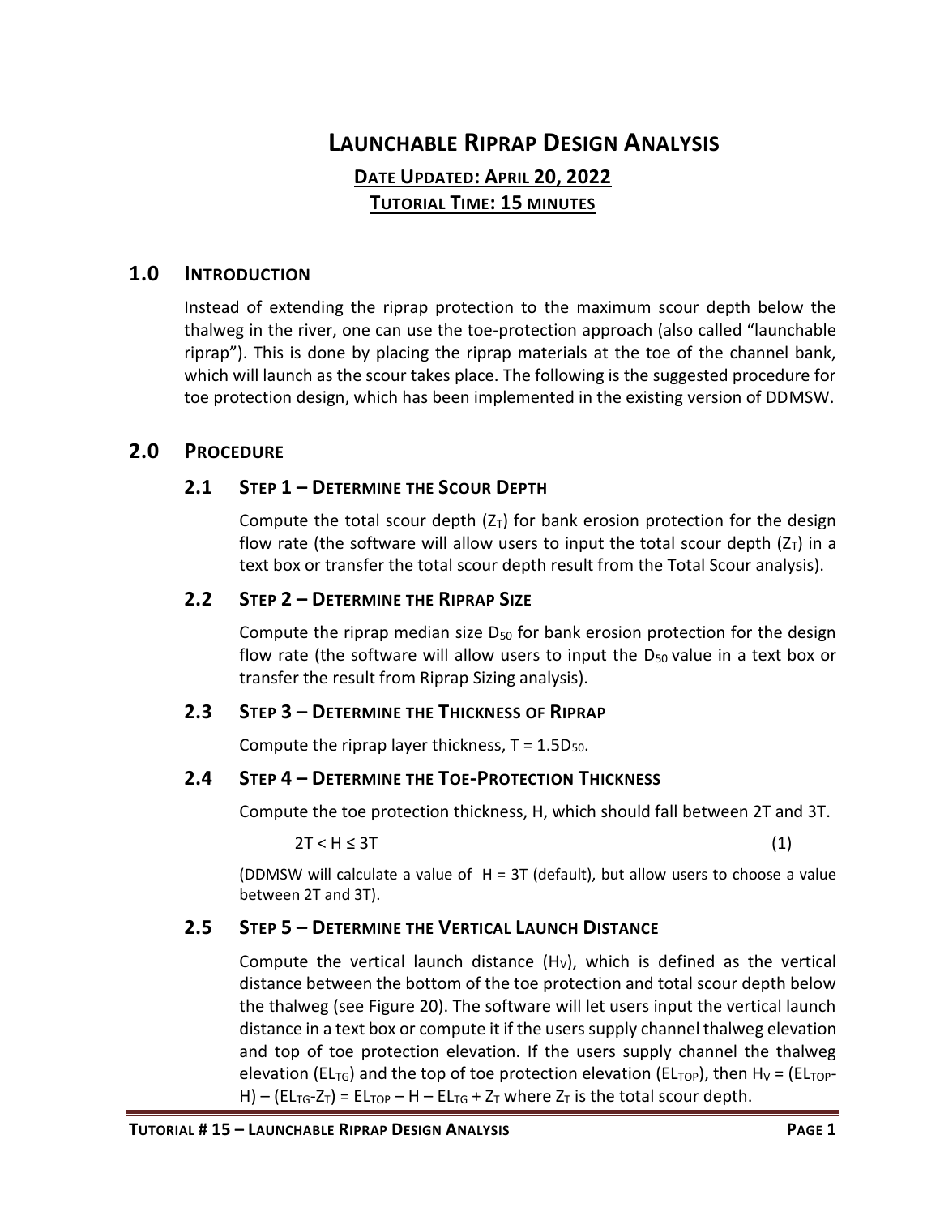# LAUNCHABLE RIPRAP DESIGN ANALYSIS

**DATE UPDATED: APRIL 20, 2022**

**TUTORIAL TIME: 15 MINUTES**

## 1.0 INTRODUCTION

Instead of extending the riprap protection to the maximum scour depth below the thalweg in the river, one can use the toe-protection approach (also called "launchable riprap"). This is done by placing the riprap materials at the toe of the channel bank, which will launch as the scour takes place. The following is the suggested procedure for toe protection design, which has been implemented in the existing version of DDMSW.

## 2.0 PROCEDURE

### 2.1 STEP 1 – DETERMINE THE SCOUR DEPTH

Compute the total scour depth ($Z_T$) for bank erosion protection for the design flow rate (the software will allow users to input the total scour depth ($Z_T$) in a text box or transfer the total scour depth result from the Total Scour analysis).

### 2.2 STEP 2 – DETERMINE THE RIPRAP SIZE

Compute the riprap median size $D_{50}$ for bank erosion protection for the design flow rate (the software will allow users to input the $D_{50}$ value in a text box or transfer the result from Riprap Sizing analysis).

### 2.3 STEP 3 – DETERMINE THE THICKNESS OF RIPRAP

Compute the riprap layer thickness, $T = 1.5D_{50}$.

### 2.4 STEP 4 – DETERMINE THE TOE-PROTECTION THICKNESS

Compute the toe protection thickness, H, which should fall between 2T and 3T.

$$2T < H \leq 3T \qquad (1)$$

(DDMSW will calculate a value of $H = 3T$ (default), but allow users to choose a value between 2T and 3T).

### 2.5 STEP 5 – DETERMINE THE VERTICAL LAUNCH DISTANCE

Compute the vertical launch distance ($H_V$), which is defined as the vertical distance between the bottom of the toe protection and total scour depth below the thalweg (see Figure 20). The software will let users input the vertical launch distance in a text box or compute it if the users supply channel thalweg elevation and top of toe protection elevation. If the users supply channel the thalweg elevation ($EL_{TG}$) and the top of toe protection elevation ($EL_{TOP}$), then $H_V = (EL_{TOP} - H) - (EL_{TG} - Z_T) = EL_{TOP} - H - EL_{TG} + Z_T$ where $Z_T$ is the total scour depth.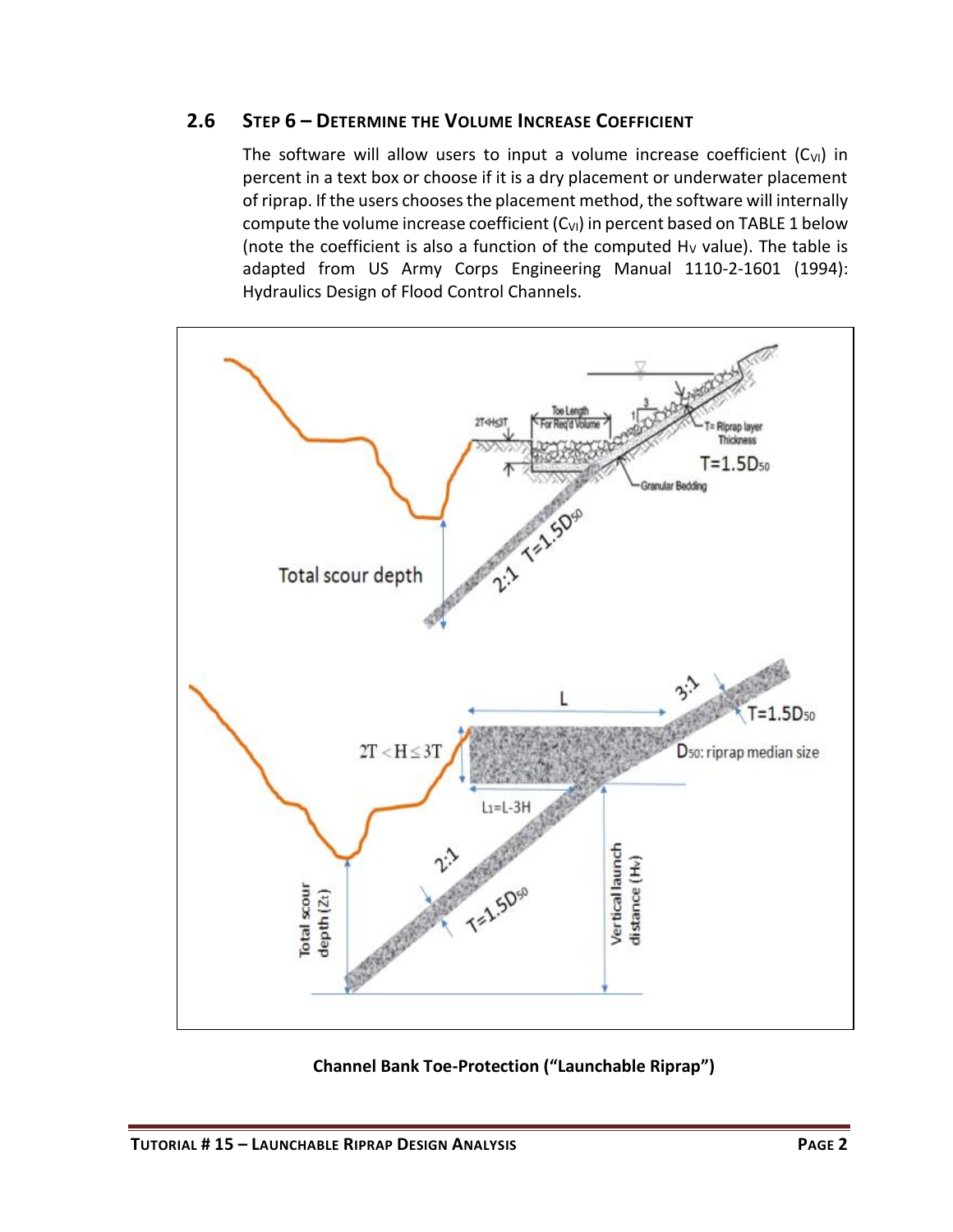## 2.6 Step 6 – Determine the Volume Increase Coefficient

The software will allow users to input a volume increase coefficient ($C_{VI}$) in percent in a text box or choose if it is a dry placement or underwater placement of riprap. If the users chooses the placement method, the software will internally compute the volume increase coefficient ($C_{VI}$) in percent based on TABLE 1 below (note the coefficient is also a function of the computed $H_V$ value). The table is adapted from US Army Corps Engineering Manual 1110-2-1601 (1994): Hydraulics Design of Flood Control Channels.

**Channel Bank Toe-Protection ("Launchable Riprap")**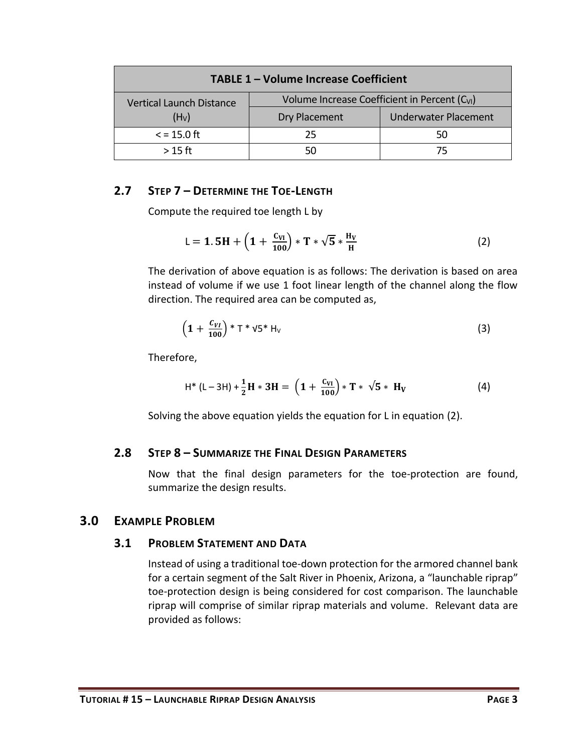| TABLE 1 – Volume Increase Coefficient | | |
|---|---|---|
| Vertical Launch Distance ($H_V$) | Volume Increase Coefficient in Percent ($C_{VI}$) | |
| | Dry Placement | Underwater Placement |
| < = 15.0 ft | 25 | 50 |
| > 15 ft | 50 | 75 |

### 2.7 STEP 7 – DETERMINE THE TOE-LENGTH

Compute the required toe length L by

$$L = 1.5H + \left(1 + \frac{C_{VI}}{100}\right) * T * \sqrt{5} * \frac{H_V}{H} \tag{2}$$

The derivation of above equation is as follows: The derivation is based on area instead of volume if we use 1 foot linear length of the channel along the flow direction. The required area can be computed as,

$$\left(1 + \frac{C_{VI}}{100}\right) * T * \sqrt{5} * H_V \tag{3}$$

Therefore,

$$H * (L - 3H) + \frac{1}{2}H * 3H = \left(1 + \frac{C_{VI}}{100}\right) * T * \sqrt{5} * H_V \tag{4}$$

Solving the above equation yields the equation for L in equation (2).

### 2.8 STEP 8 – SUMMARIZE THE FINAL DESIGN PARAMETERS

Now that the final design parameters for the toe-protection are found, summarize the design results.

## 3.0 EXAMPLE PROBLEM

### 3.1 PROBLEM STATEMENT AND DATA

Instead of using a traditional toe-down protection for the armored channel bank for a certain segment of the Salt River in Phoenix, Arizona, a "launchable riprap" toe-protection design is being considered for cost comparison. The launchable riprap will comprise of similar riprap materials and volume. Relevant data are provided as follows: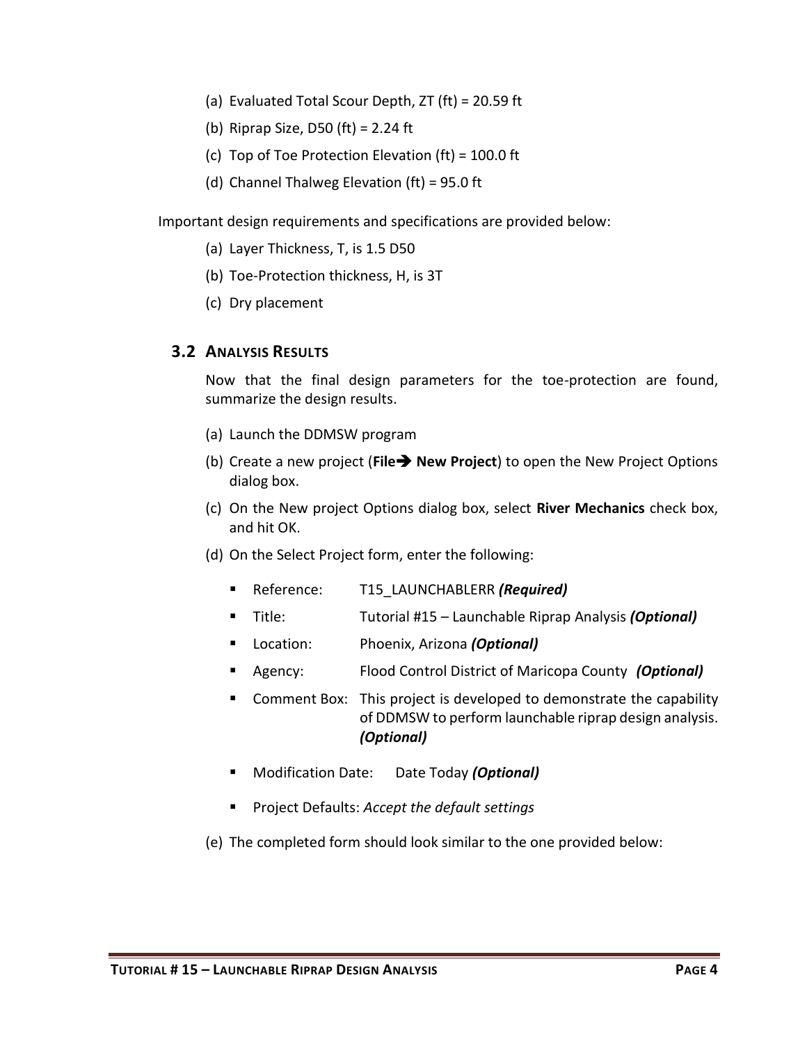(a) Evaluated Total Scour Depth, ZT (ft) = 20.59 ft

(b) Riprap Size, D50 (ft) = 2.24 ft

(c) Top of Toe Protection Elevation (ft) = 100.0 ft

(d) Channel Thalweg Elevation (ft) = 95.0 ft

Important design requirements and specifications are provided below:

(a) Layer Thickness, T, is 1.5 D50

(b) Toe-Protection thickness, H, is 3T

(c) Dry placement

## 3.2 Analysis Results

Now that the final design parameters for the toe-protection are found, summarize the design results.

(a) Launch the DDMSW program

(b) Create a new project (**File→ New Project**) to open the New Project Options dialog box.

(c) On the New project Options dialog box, select **River Mechanics** check box, and hit OK.

(d) On the Select Project form, enter the following:

- Reference: T15_LAUNCHABLERR ***(Required)***
- Title: Tutorial #15 – Launchable Riprap Analysis ***(Optional)***
- Location: Phoenix, Arizona ***(Optional)***
- Agency: Flood Control District of Maricopa County ***(Optional)***
- Comment Box: This project is developed to demonstrate the capability of DDMSW to perform launchable riprap design analysis. ***(Optional)***
- Modification Date: Date Today ***(Optional)***
- Project Defaults: *Accept the default settings*

(e) The completed form should look similar to the one provided below: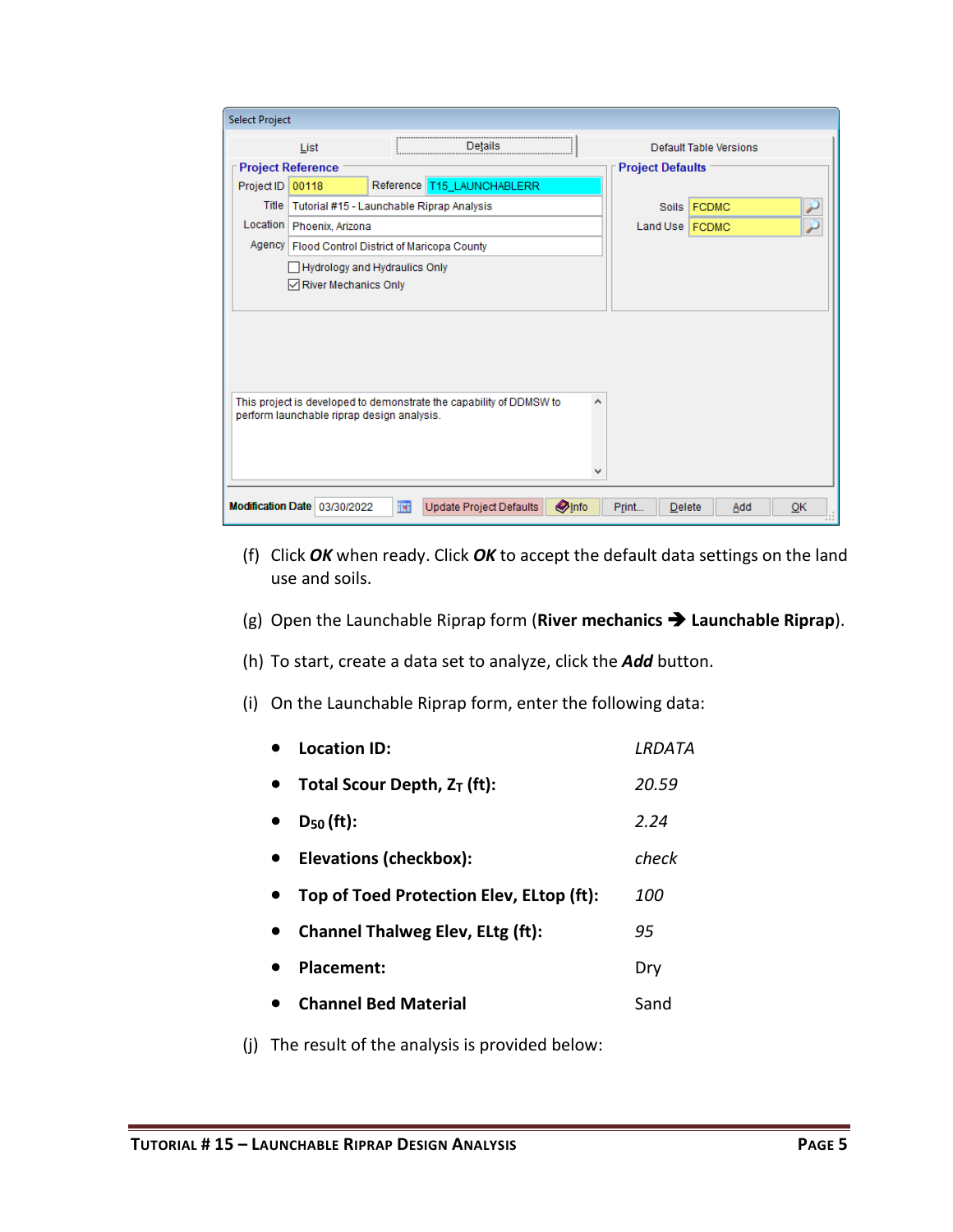(f) Click ***OK*** when ready. Click ***OK*** to accept the default data settings on the land use and soils.

(g) Open the Launchable Riprap form (**River mechanics ➔ Launchable Riprap**).

(h) To start, create a data set to analyze, click the ***Add*** button.

(i) On the Launchable Riprap form, enter the following data:

- **Location ID:** *LRDATA*
- **Total Scour Depth, $Z_T$ (ft):** *20.59*
- **$D_{50}$ (ft):** *2.24*
- **Elevations (checkbox):** *check*
- **Top of Toed Protection Elev, ELtop (ft):** *100*
- **Channel Thalweg Elev, ELtg (ft):** *95*
- **Placement:** Dry
- **Channel Bed Material** Sand

(j) The result of the analysis is provided below: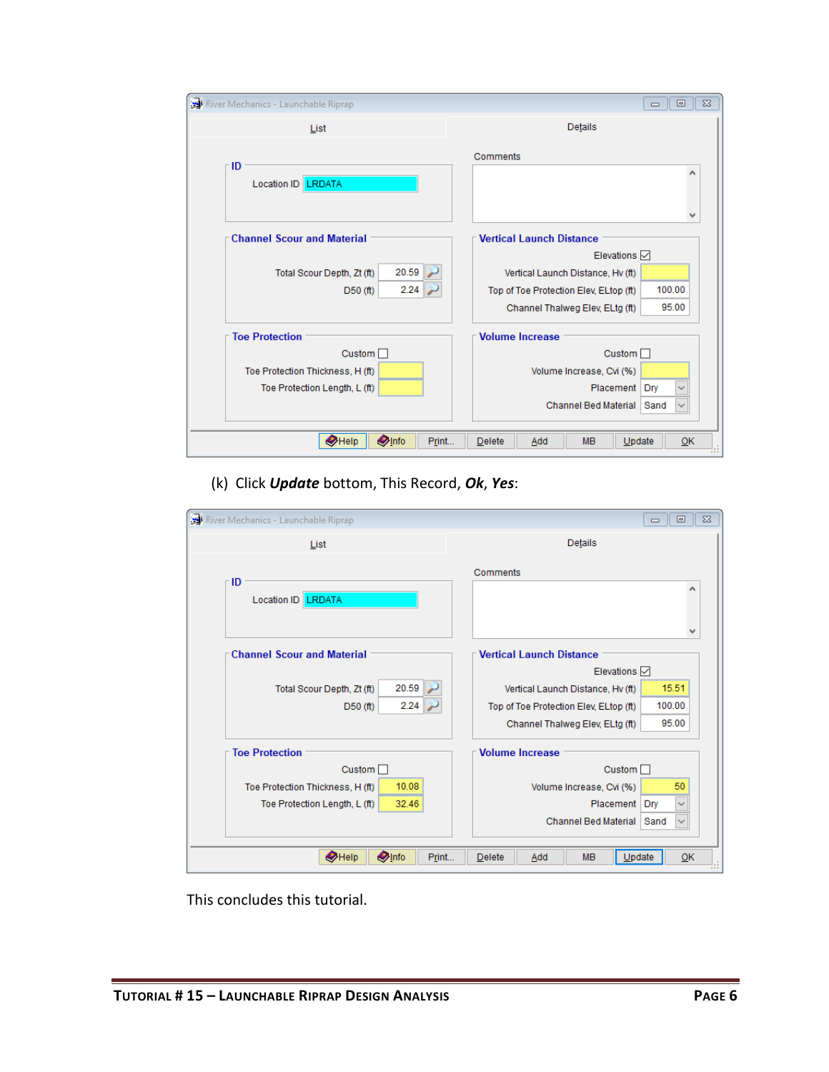River Mechanics - Launchable Riprap

List | Details

**ID**

Location ID: LRDATA

Comments

**Channel Scour and Material**

Total Scour Depth, Zt (ft): 20.59

D50 (ft): 2.24

**Vertical Launch Distance**

Elevations ☑

Vertical Launch Distance, Hv (ft):

Top of Toe Protection Elev, ELtop (ft): 100.00

Channel Thalweg Elev, ELtg (ft): 95.00

**Toe Protection**

Custom ☐

Toe Protection Thickness, H (ft):

Toe Protection Length, L (ft):

**Volume Increase**

Custom ☐

Volume Increase, Cvi (%):

Placement: Dry

Channel Bed Material: Sand

Help | Info | Print... | Delete | Add | MB | Update | OK

(k) Click ***Update*** bottom, This Record, ***Ok***, ***Yes***:

River Mechanics - Launchable Riprap

List | Details

**ID**

Location ID: LRDATA

Comments

**Channel Scour and Material**

Total Scour Depth, Zt (ft): 20.59

D50 (ft): 2.24

**Vertical Launch Distance**

Elevations ☑

Vertical Launch Distance, Hv (ft): 15.51

Top of Toe Protection Elev, ELtop (ft): 100.00

Channel Thalweg Elev, ELtg (ft): 95.00

**Toe Protection**

Custom ☐

Toe Protection Thickness, H (ft): 10.08

Toe Protection Length, L (ft): 32.46

**Volume Increase**

Custom ☐

Volume Increase, Cvi (%): 50

Placement: Dry

Channel Bed Material: Sand

Help | Info | Print... | Delete | Add | MB | Update | OK

This concludes this tutorial.